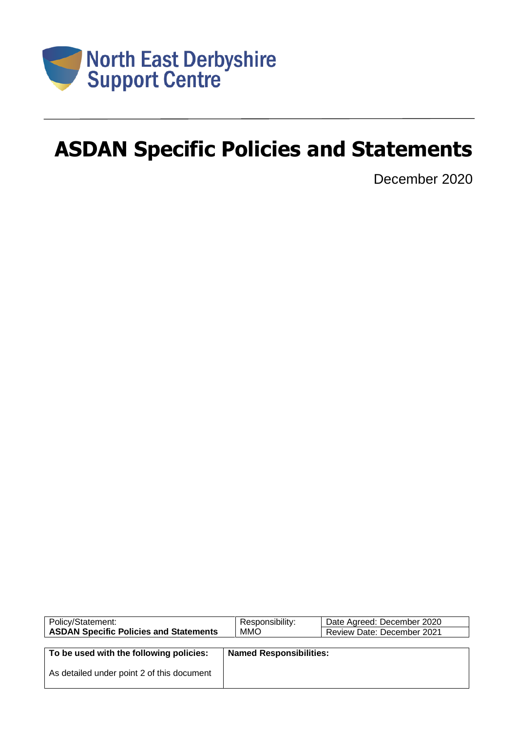North East Derbyshire Support Centre

# ASDAN Specific Policies and Statements

December 2020

| Policy/Statement: **ASDAN Specific Policies and Statements** | Responsibility: MMO | Date Agreed: December 2020 |
| --- | --- | --- |
| | | Review Date: December 2021 |

| **To be used with the following policies:** | **Named Responsibilities:** |
| --- | --- |
| As detailed under point 2 of this document | |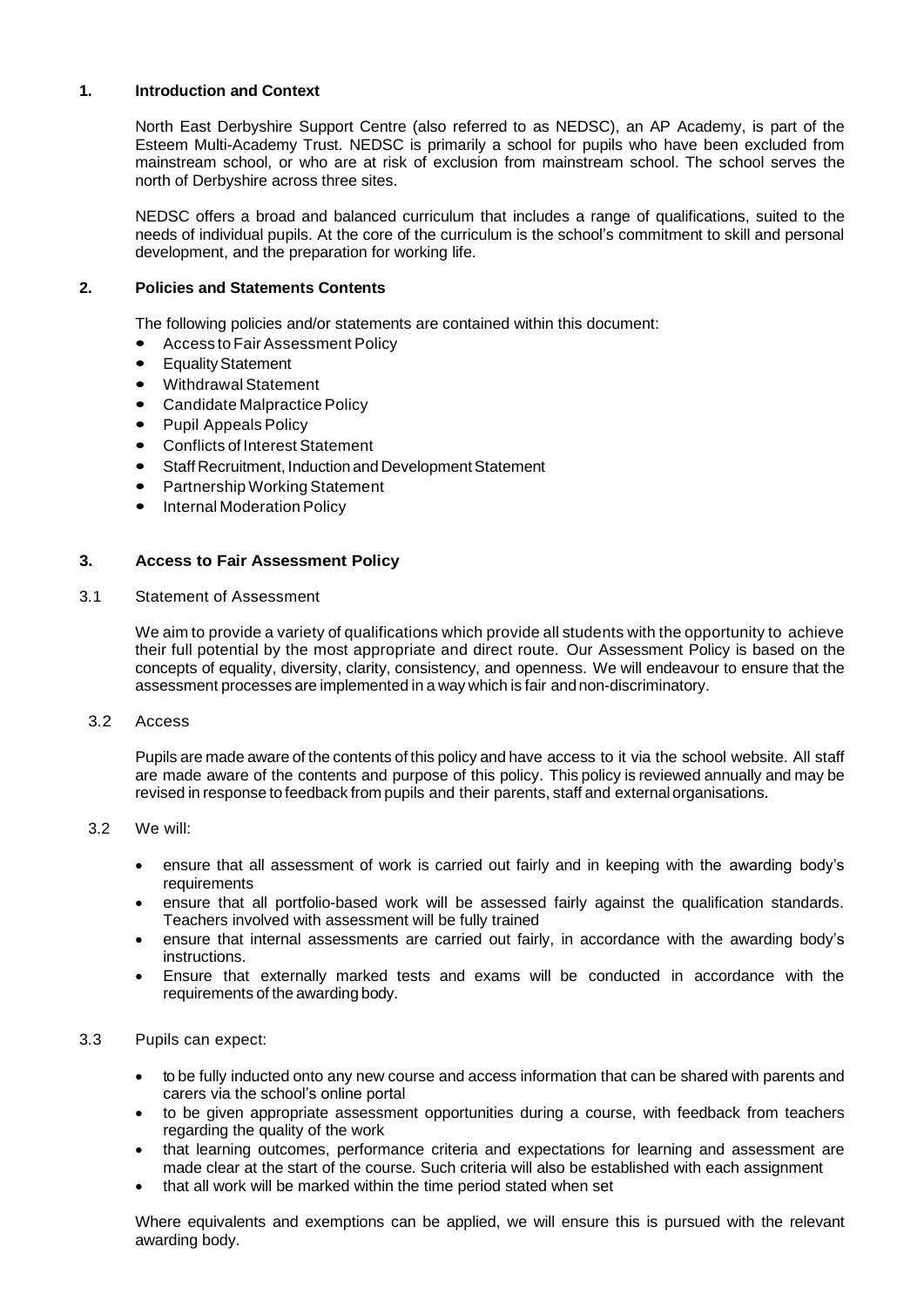## 1. Introduction and Context

North East Derbyshire Support Centre (also referred to as NEDSC), an AP Academy, is part of the Esteem Multi-Academy Trust. NEDSC is primarily a school for pupils who have been excluded from mainstream school, or who are at risk of exclusion from mainstream school. The school serves the north of Derbyshire across three sites.

NEDSC offers a broad and balanced curriculum that includes a range of qualifications, suited to the needs of individual pupils. At the core of the curriculum is the school's commitment to skill and personal development, and the preparation for working life.

## 2. Policies and Statements Contents

The following policies and/or statements are contained within this document:

- Access to Fair Assessment Policy
- Equality Statement
- Withdrawal Statement
- Candidate Malpractice Policy
- Pupil Appeals Policy
- Conflicts of Interest Statement
- Staff Recruitment, Induction and Development Statement
- Partnership Working Statement
- Internal Moderation Policy

## 3. Access to Fair Assessment Policy

### 3.1 Statement of Assessment

We aim to provide a variety of qualifications which provide all students with the opportunity to achieve their full potential by the most appropriate and direct route. Our Assessment Policy is based on the concepts of equality, diversity, clarity, consistency, and openness. We will endeavour to ensure that the assessment processes are implemented in a way which is fair and non-discriminatory.

### 3.2 Access

Pupils are made aware of the contents of this policy and have access to it via the school website. All staff are made aware of the contents and purpose of this policy. This policy is reviewed annually and may be revised in response to feedback from pupils and their parents, staff and external organisations.

### 3.2 We will:

- ensure that all assessment of work is carried out fairly and in keeping with the awarding body's requirements
- ensure that all portfolio-based work will be assessed fairly against the qualification standards. Teachers involved with assessment will be fully trained
- ensure that internal assessments are carried out fairly, in accordance with the awarding body's instructions.
- Ensure that externally marked tests and exams will be conducted in accordance with the requirements of the awarding body.

### 3.3 Pupils can expect:

- to be fully inducted onto any new course and access information that can be shared with parents and carers via the school's online portal
- to be given appropriate assessment opportunities during a course, with feedback from teachers regarding the quality of the work
- that learning outcomes, performance criteria and expectations for learning and assessment are made clear at the start of the course. Such criteria will also be established with each assignment
- that all work will be marked within the time period stated when set

Where equivalents and exemptions can be applied, we will ensure this is pursued with the relevant awarding body.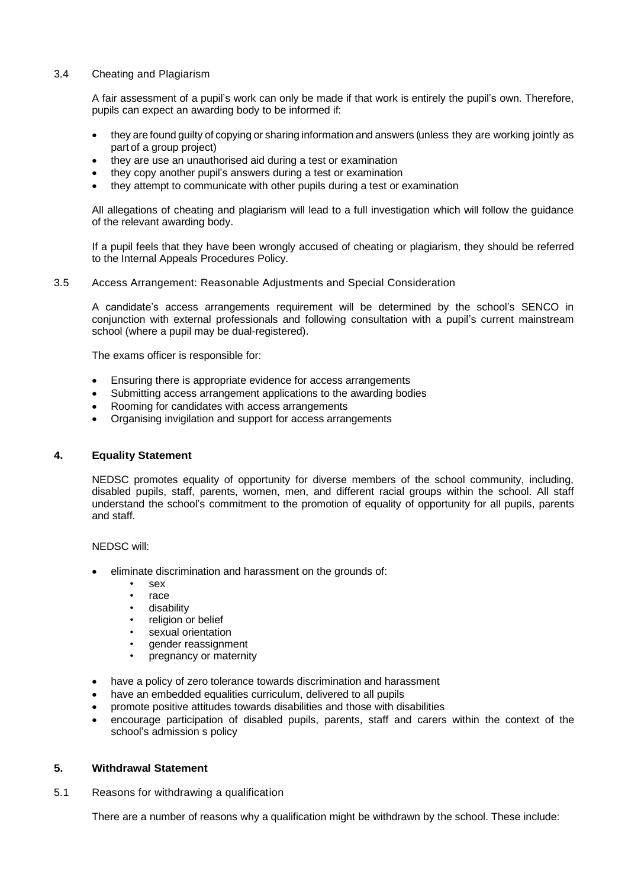3.4 Cheating and Plagiarism

A fair assessment of a pupil's work can only be made if that work is entirely the pupil's own. Therefore, pupils can expect an awarding body to be informed if:

- they are found guilty of copying or sharing information and answers (unless they are working jointly as part of a group project)
- they are use an unauthorised aid during a test or examination
- they copy another pupil's answers during a test or examination
- they attempt to communicate with other pupils during a test or examination

All allegations of cheating and plagiarism will lead to a full investigation which will follow the guidance of the relevant awarding body.

If a pupil feels that they have been wrongly accused of cheating or plagiarism, they should be referred to the Internal Appeals Procedures Policy.

3.5 Access Arrangement: Reasonable Adjustments and Special Consideration

A candidate's access arrangements requirement will be determined by the school's SENCO in conjunction with external professionals and following consultation with a pupil's current mainstream school (where a pupil may be dual-registered).

The exams officer is responsible for:

- Ensuring there is appropriate evidence for access arrangements
- Submitting access arrangement applications to the awarding bodies
- Rooming for candidates with access arrangements
- Organising invigilation and support for access arrangements

## 4. Equality Statement

NEDSC promotes equality of opportunity for diverse members of the school community, including, disabled pupils, staff, parents, women, men, and different racial groups within the school. All staff understand the school's commitment to the promotion of equality of opportunity for all pupils, parents and staff.

NEDSC will:

- eliminate discrimination and harassment on the grounds of:
  - sex
  - race
  - disability
  - religion or belief
  - sexual orientation
  - gender reassignment
  - pregnancy or maternity
- have a policy of zero tolerance towards discrimination and harassment
- have an embedded equalities curriculum, delivered to all pupils
- promote positive attitudes towards disabilities and those with disabilities
- encourage participation of disabled pupils, parents, staff and carers within the context of the school's admission s policy

## 5. Withdrawal Statement

5.1 Reasons for withdrawing a qualification

There are a number of reasons why a qualification might be withdrawn by the school. These include: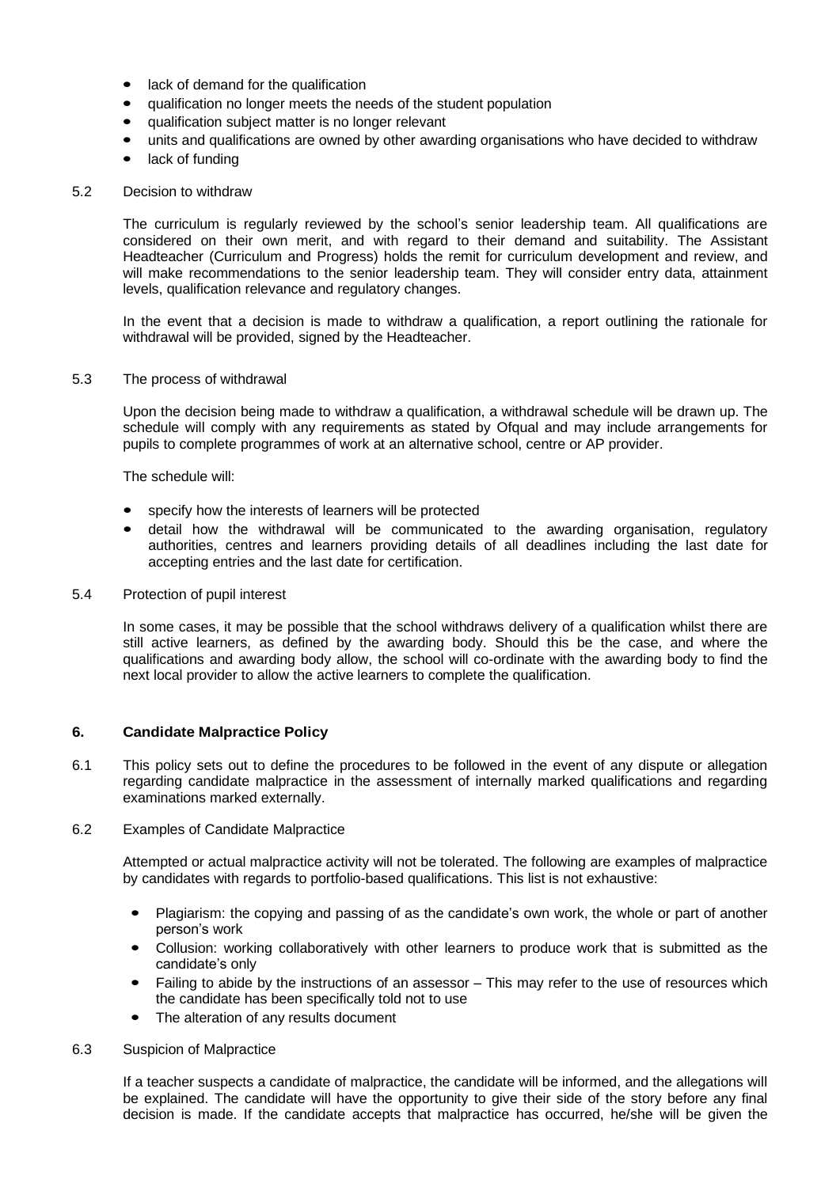- lack of demand for the qualification
- qualification no longer meets the needs of the student population
- qualification subject matter is no longer relevant
- units and qualifications are owned by other awarding organisations who have decided to withdraw
- lack of funding

5.2 Decision to withdraw

The curriculum is regularly reviewed by the school's senior leadership team. All qualifications are considered on their own merit, and with regard to their demand and suitability. The Assistant Headteacher (Curriculum and Progress) holds the remit for curriculum development and review, and will make recommendations to the senior leadership team. They will consider entry data, attainment levels, qualification relevance and regulatory changes.

In the event that a decision is made to withdraw a qualification, a report outlining the rationale for withdrawal will be provided, signed by the Headteacher.

5.3 The process of withdrawal

Upon the decision being made to withdraw a qualification, a withdrawal schedule will be drawn up. The schedule will comply with any requirements as stated by Ofqual and may include arrangements for pupils to complete programmes of work at an alternative school, centre or AP provider.

The schedule will:

- specify how the interests of learners will be protected
- detail how the withdrawal will be communicated to the awarding organisation, regulatory authorities, centres and learners providing details of all deadlines including the last date for accepting entries and the last date for certification.

5.4 Protection of pupil interest

In some cases, it may be possible that the school withdraws delivery of a qualification whilst there are still active learners, as defined by the awarding body. Should this be the case, and where the qualifications and awarding body allow, the school will co-ordinate with the awarding body to find the next local provider to allow the active learners to complete the qualification.

## 6. Candidate Malpractice Policy

6.1 This policy sets out to define the procedures to be followed in the event of any dispute or allegation regarding candidate malpractice in the assessment of internally marked qualifications and regarding examinations marked externally.

6.2 Examples of Candidate Malpractice

Attempted or actual malpractice activity will not be tolerated. The following are examples of malpractice by candidates with regards to portfolio-based qualifications. This list is not exhaustive:

- Plagiarism: the copying and passing of as the candidate's own work, the whole or part of another person's work
- Collusion: working collaboratively with other learners to produce work that is submitted as the candidate's only
- Failing to abide by the instructions of an assessor – This may refer to the use of resources which the candidate has been specifically told not to use
- The alteration of any results document

6.3 Suspicion of Malpractice

If a teacher suspects a candidate of malpractice, the candidate will be informed, and the allegations will be explained. The candidate will have the opportunity to give their side of the story before any final decision is made. If the candidate accepts that malpractice has occurred, he/she will be given the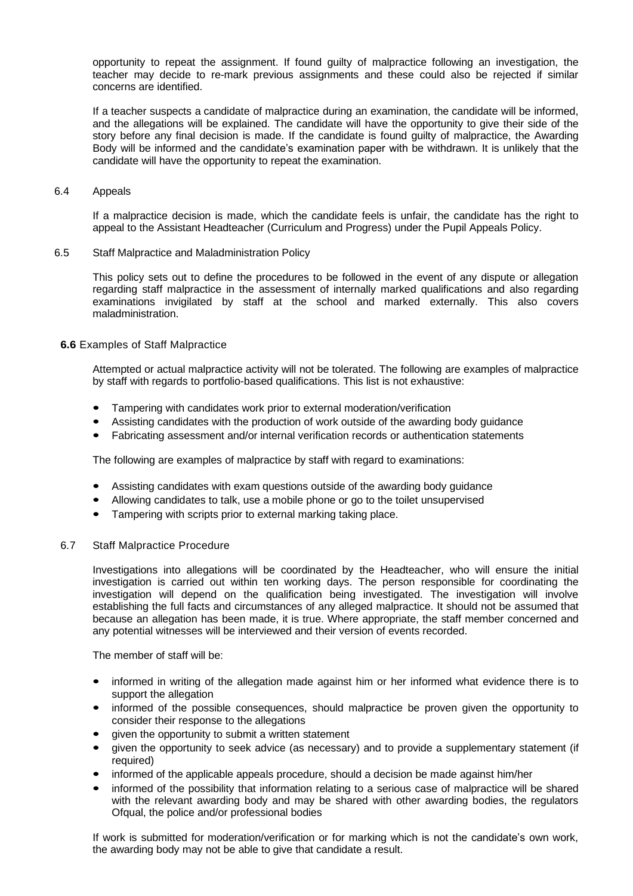opportunity to repeat the assignment. If found guilty of malpractice following an investigation, the teacher may decide to re-mark previous assignments and these could also be rejected if similar concerns are identified.

If a teacher suspects a candidate of malpractice during an examination, the candidate will be informed, and the allegations will be explained. The candidate will have the opportunity to give their side of the story before any final decision is made. If the candidate is found guilty of malpractice, the Awarding Body will be informed and the candidate's examination paper with be withdrawn. It is unlikely that the candidate will have the opportunity to repeat the examination.

### 6.4 Appeals

If a malpractice decision is made, which the candidate feels is unfair, the candidate has the right to appeal to the Assistant Headteacher (Curriculum and Progress) under the Pupil Appeals Policy.

### 6.5 Staff Malpractice and Maladministration Policy

This policy sets out to define the procedures to be followed in the event of any dispute or allegation regarding staff malpractice in the assessment of internally marked qualifications and also regarding examinations invigilated by staff at the school and marked externally. This also covers maladministration.

### **6.6** Examples of Staff Malpractice

Attempted or actual malpractice activity will not be tolerated. The following are examples of malpractice by staff with regards to portfolio-based qualifications. This list is not exhaustive:

- Tampering with candidates work prior to external moderation/verification
- Assisting candidates with the production of work outside of the awarding body guidance
- Fabricating assessment and/or internal verification records or authentication statements

The following are examples of malpractice by staff with regard to examinations:

- Assisting candidates with exam questions outside of the awarding body guidance
- Allowing candidates to talk, use a mobile phone or go to the toilet unsupervised
- Tampering with scripts prior to external marking taking place.

### 6.7 Staff Malpractice Procedure

Investigations into allegations will be coordinated by the Headteacher, who will ensure the initial investigation is carried out within ten working days. The person responsible for coordinating the investigation will depend on the qualification being investigated. The investigation will involve establishing the full facts and circumstances of any alleged malpractice. It should not be assumed that because an allegation has been made, it is true. Where appropriate, the staff member concerned and any potential witnesses will be interviewed and their version of events recorded.

The member of staff will be:

- informed in writing of the allegation made against him or her informed what evidence there is to support the allegation
- informed of the possible consequences, should malpractice be proven given the opportunity to consider their response to the allegations
- given the opportunity to submit a written statement
- given the opportunity to seek advice (as necessary) and to provide a supplementary statement (if required)
- informed of the applicable appeals procedure, should a decision be made against him/her
- informed of the possibility that information relating to a serious case of malpractice will be shared with the relevant awarding body and may be shared with other awarding bodies, the regulators Ofqual, the police and/or professional bodies

If work is submitted for moderation/verification or for marking which is not the candidate's own work, the awarding body may not be able to give that candidate a result.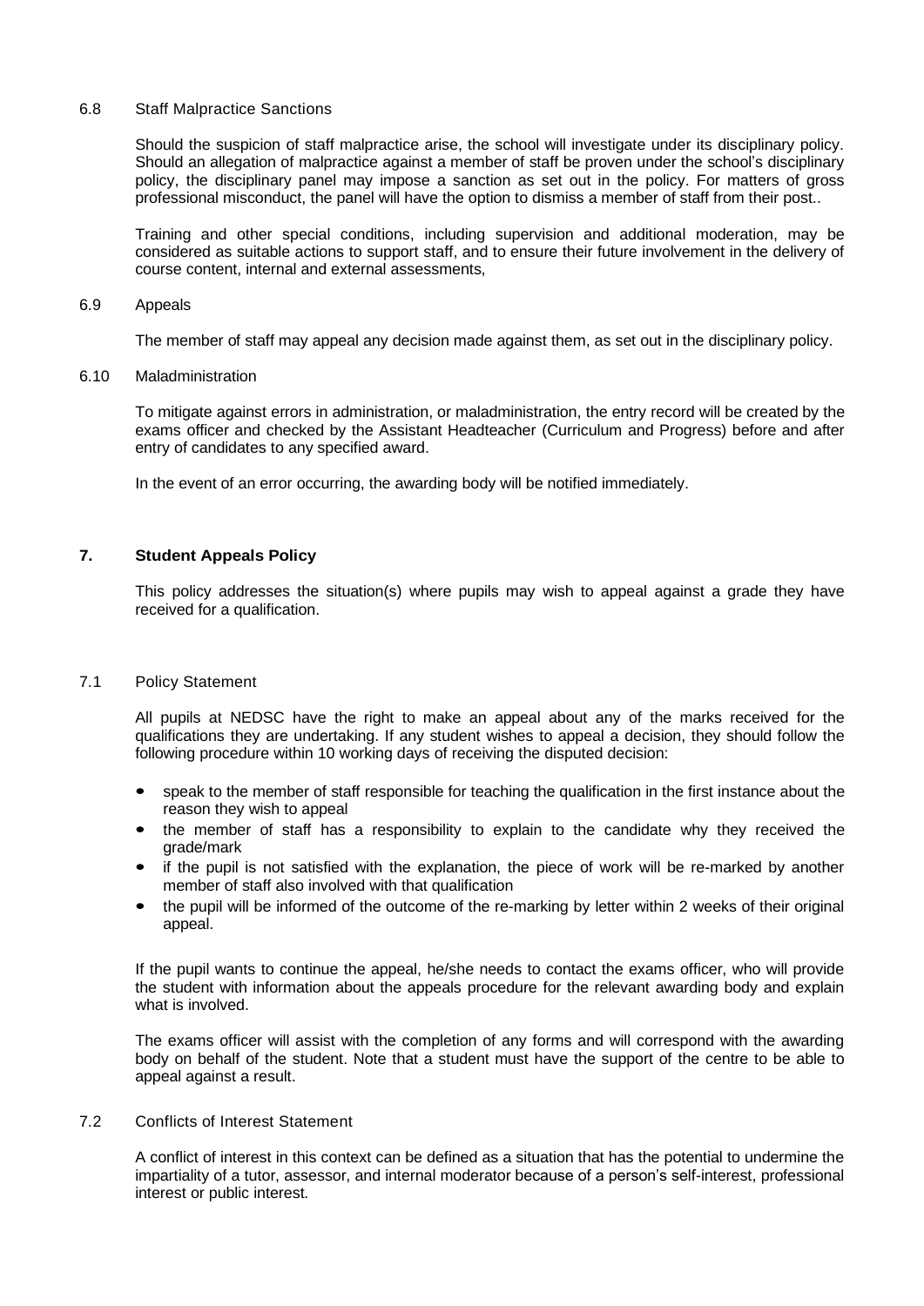### 6.8 Staff Malpractice Sanctions

Should the suspicion of staff malpractice arise, the school will investigate under its disciplinary policy. Should an allegation of malpractice against a member of staff be proven under the school's disciplinary policy, the disciplinary panel may impose a sanction as set out in the policy. For matters of gross professional misconduct, the panel will have the option to dismiss a member of staff from their post..

Training and other special conditions, including supervision and additional moderation, may be considered as suitable actions to support staff, and to ensure their future involvement in the delivery of course content, internal and external assessments,

### 6.9 Appeals

The member of staff may appeal any decision made against them, as set out in the disciplinary policy.

### 6.10 Maladministration

To mitigate against errors in administration, or maladministration, the entry record will be created by the exams officer and checked by the Assistant Headteacher (Curriculum and Progress) before and after entry of candidates to any specified award.

In the event of an error occurring, the awarding body will be notified immediately.

## 7. Student Appeals Policy

This policy addresses the situation(s) where pupils may wish to appeal against a grade they have received for a qualification.

### 7.1 Policy Statement

All pupils at NEDSC have the right to make an appeal about any of the marks received for the qualifications they are undertaking. If any student wishes to appeal a decision, they should follow the following procedure within 10 working days of receiving the disputed decision:

- speak to the member of staff responsible for teaching the qualification in the first instance about the reason they wish to appeal
- the member of staff has a responsibility to explain to the candidate why they received the grade/mark
- if the pupil is not satisfied with the explanation, the piece of work will be re-marked by another member of staff also involved with that qualification
- the pupil will be informed of the outcome of the re-marking by letter within 2 weeks of their original appeal.

If the pupil wants to continue the appeal, he/she needs to contact the exams officer, who will provide the student with information about the appeals procedure for the relevant awarding body and explain what is involved.

The exams officer will assist with the completion of any forms and will correspond with the awarding body on behalf of the student. Note that a student must have the support of the centre to be able to appeal against a result.

### 7.2 Conflicts of Interest Statement

A conflict of interest in this context can be defined as a situation that has the potential to undermine the impartiality of a tutor, assessor, and internal moderator because of a person's self-interest, professional interest or public interest.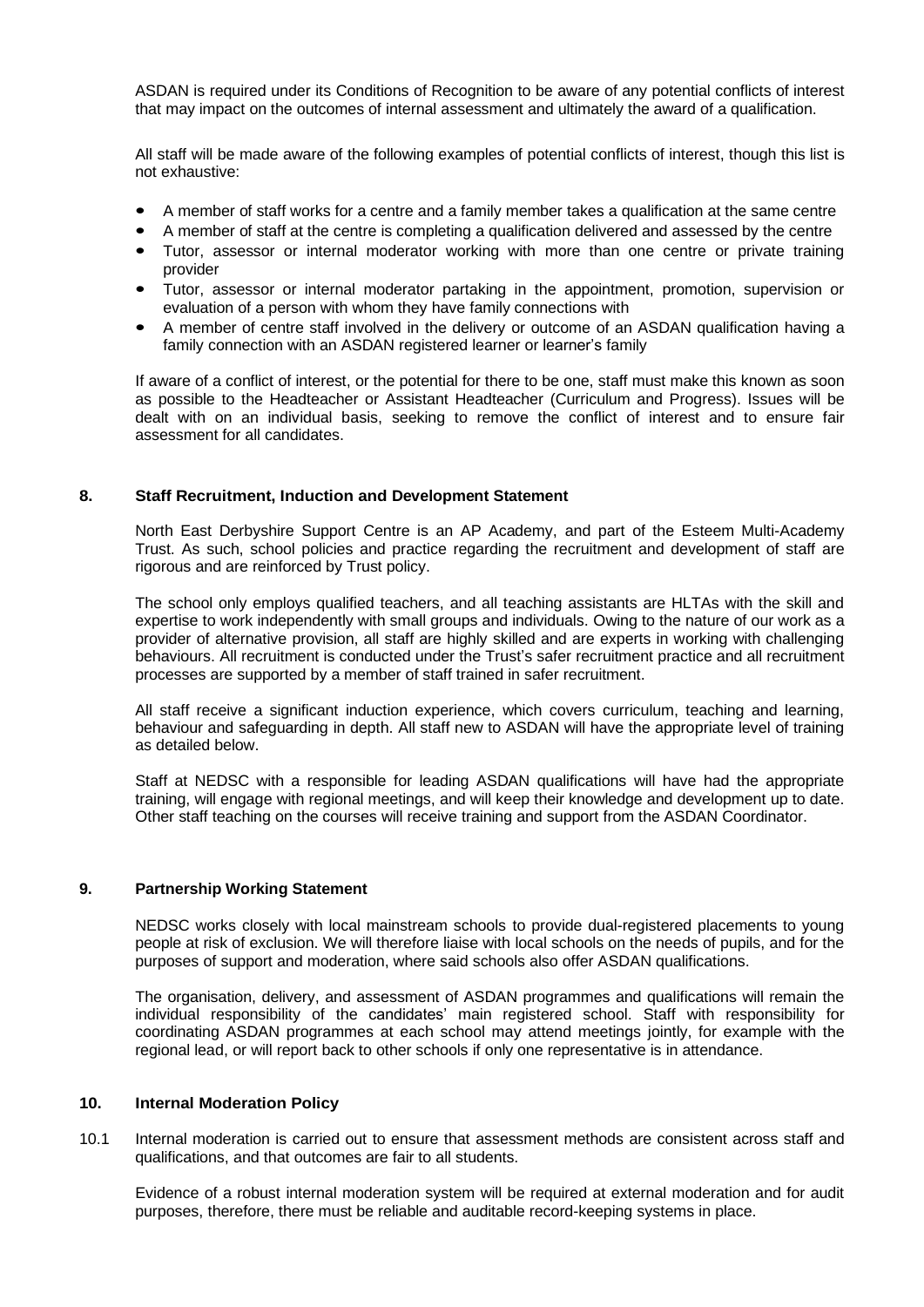ASDAN is required under its Conditions of Recognition to be aware of any potential conflicts of interest that may impact on the outcomes of internal assessment and ultimately the award of a qualification.

All staff will be made aware of the following examples of potential conflicts of interest, though this list is not exhaustive:

- A member of staff works for a centre and a family member takes a qualification at the same centre
- A member of staff at the centre is completing a qualification delivered and assessed by the centre
- Tutor, assessor or internal moderator working with more than one centre or private training provider
- Tutor, assessor or internal moderator partaking in the appointment, promotion, supervision or evaluation of a person with whom they have family connections with
- A member of centre staff involved in the delivery or outcome of an ASDAN qualification having a family connection with an ASDAN registered learner or learner's family

If aware of a conflict of interest, or the potential for there to be one, staff must make this known as soon as possible to the Headteacher or Assistant Headteacher (Curriculum and Progress). Issues will be dealt with on an individual basis, seeking to remove the conflict of interest and to ensure fair assessment for all candidates.

## 8. Staff Recruitment, Induction and Development Statement

North East Derbyshire Support Centre is an AP Academy, and part of the Esteem Multi-Academy Trust. As such, school policies and practice regarding the recruitment and development of staff are rigorous and are reinforced by Trust policy.

The school only employs qualified teachers, and all teaching assistants are HLTAs with the skill and expertise to work independently with small groups and individuals. Owing to the nature of our work as a provider of alternative provision, all staff are highly skilled and are experts in working with challenging behaviours. All recruitment is conducted under the Trust's safer recruitment practice and all recruitment processes are supported by a member of staff trained in safer recruitment.

All staff receive a significant induction experience, which covers curriculum, teaching and learning, behaviour and safeguarding in depth. All staff new to ASDAN will have the appropriate level of training as detailed below.

Staff at NEDSC with a responsible for leading ASDAN qualifications will have had the appropriate training, will engage with regional meetings, and will keep their knowledge and development up to date. Other staff teaching on the courses will receive training and support from the ASDAN Coordinator.

## 9. Partnership Working Statement

NEDSC works closely with local mainstream schools to provide dual-registered placements to young people at risk of exclusion. We will therefore liaise with local schools on the needs of pupils, and for the purposes of support and moderation, where said schools also offer ASDAN qualifications.

The organisation, delivery, and assessment of ASDAN programmes and qualifications will remain the individual responsibility of the candidates' main registered school. Staff with responsibility for coordinating ASDAN programmes at each school may attend meetings jointly, for example with the regional lead, or will report back to other schools if only one representative is in attendance.

## 10. Internal Moderation Policy

10.1 Internal moderation is carried out to ensure that assessment methods are consistent across staff and qualifications, and that outcomes are fair to all students.

Evidence of a robust internal moderation system will be required at external moderation and for audit purposes, therefore, there must be reliable and auditable record-keeping systems in place.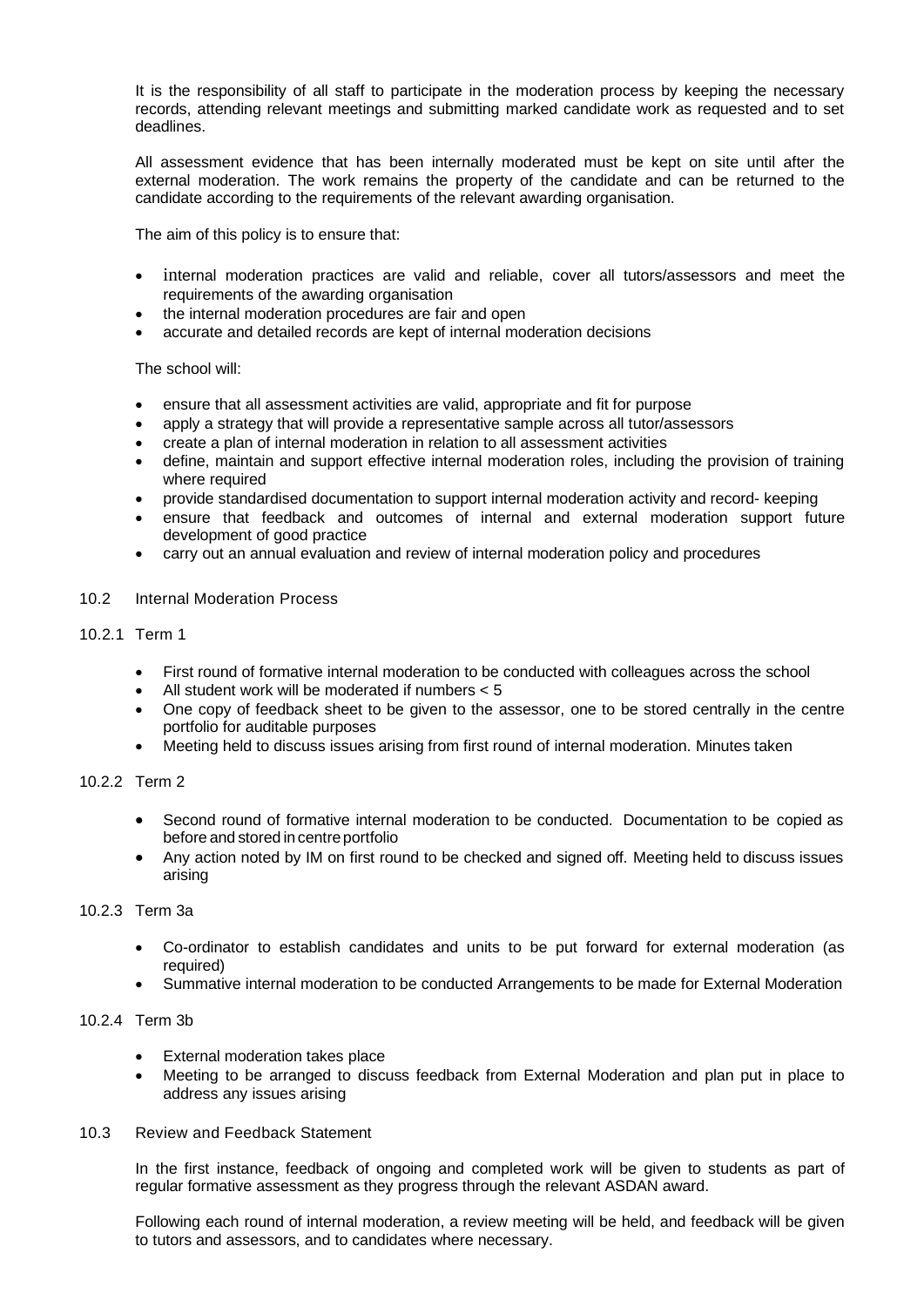It is the responsibility of all staff to participate in the moderation process by keeping the necessary records, attending relevant meetings and submitting marked candidate work as requested and to set deadlines.

All assessment evidence that has been internally moderated must be kept on site until after the external moderation. The work remains the property of the candidate and can be returned to the candidate according to the requirements of the relevant awarding organisation.

The aim of this policy is to ensure that:

- internal moderation practices are valid and reliable, cover all tutors/assessors and meet the requirements of the awarding organisation
- the internal moderation procedures are fair and open
- accurate and detailed records are kept of internal moderation decisions

The school will:

- ensure that all assessment activities are valid, appropriate and fit for purpose
- apply a strategy that will provide a representative sample across all tutor/assessors
- create a plan of internal moderation in relation to all assessment activities
- define, maintain and support effective internal moderation roles, including the provision of training where required
- provide standardised documentation to support internal moderation activity and record- keeping
- ensure that feedback and outcomes of internal and external moderation support future development of good practice
- carry out an annual evaluation and review of internal moderation policy and procedures

### 10.2 Internal Moderation Process

#### 10.2.1 Term 1

- First round of formative internal moderation to be conducted with colleagues across the school
- All student work will be moderated if numbers < 5
- One copy of feedback sheet to be given to the assessor, one to be stored centrally in the centre portfolio for auditable purposes
- Meeting held to discuss issues arising from first round of internal moderation. Minutes taken

#### 10.2.2 Term 2

- Second round of formative internal moderation to be conducted. Documentation to be copied as before and stored in centre portfolio
- Any action noted by IM on first round to be checked and signed off. Meeting held to discuss issues arising

#### 10.2.3 Term 3a

- Co-ordinator to establish candidates and units to be put forward for external moderation (as required)
- Summative internal moderation to be conducted Arrangements to be made for External Moderation

#### 10.2.4 Term 3b

- External moderation takes place
- Meeting to be arranged to discuss feedback from External Moderation and plan put in place to address any issues arising

### 10.3 Review and Feedback Statement

In the first instance, feedback of ongoing and completed work will be given to students as part of regular formative assessment as they progress through the relevant ASDAN award.

Following each round of internal moderation, a review meeting will be held, and feedback will be given to tutors and assessors, and to candidates where necessary.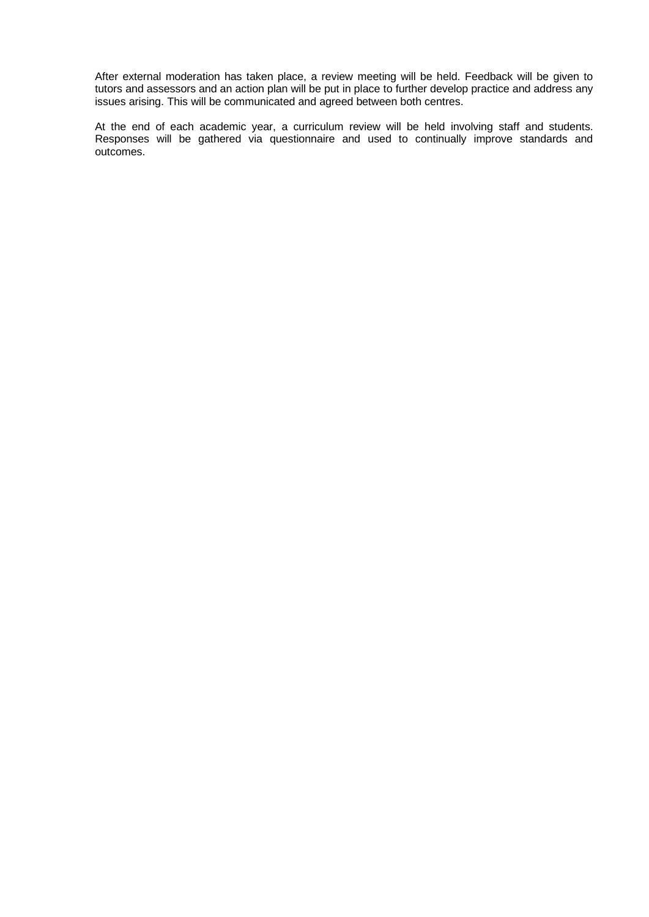After external moderation has taken place, a review meeting will be held. Feedback will be given to tutors and assessors and an action plan will be put in place to further develop practice and address any issues arising. This will be communicated and agreed between both centres.

At the end of each academic year, a curriculum review will be held involving staff and students. Responses will be gathered via questionnaire and used to continually improve standards and outcomes.